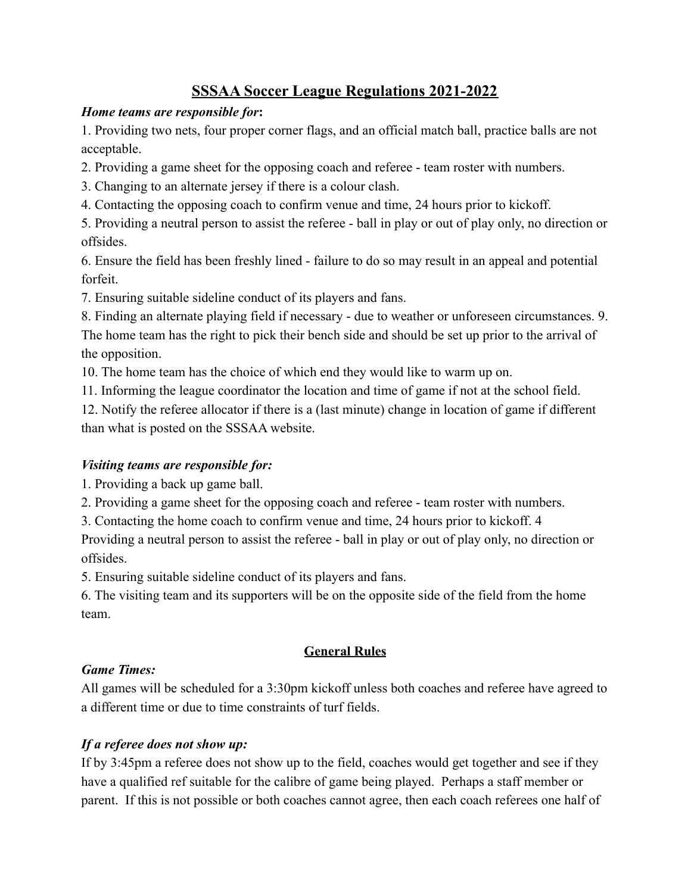# SSSAA Soccer League Regulations 2021-2022

***Home teams are responsible for*:**

1. Providing two nets, four proper corner flags, and an official match ball, practice balls are not acceptable.
2. Providing a game sheet for the opposing coach and referee - team roster with numbers.
3. Changing to an alternate jersey if there is a colour clash.
4. Contacting the opposing coach to confirm venue and time, 24 hours prior to kickoff.
5. Providing a neutral person to assist the referee - ball in play or out of play only, no direction or offsides.
6. Ensure the field has been freshly lined - failure to do so may result in an appeal and potential forfeit.
7. Ensuring suitable sideline conduct of its players and fans.
8. Finding an alternate playing field if necessary - due to weather or unforeseen circumstances.
9. The home team has the right to pick their bench side and should be set up prior to the arrival of the opposition.
10. The home team has the choice of which end they would like to warm up on.
11. Informing the league coordinator the location and time of game if not at the school field.
12. Notify the referee allocator if there is a (last minute) change in location of game if different than what is posted on the SSSAA website.

***Visiting teams are responsible for:***

1. Providing a back up game ball.
2. Providing a game sheet for the opposing coach and referee - team roster with numbers.
3. Contacting the home coach to confirm venue and time, 24 hours prior to kickoff.
4. Providing a neutral person to assist the referee - ball in play or out of play only, no direction or offsides.
5. Ensuring suitable sideline conduct of its players and fans.
6. The visiting team and its supporters will be on the opposite side of the field from the home team.

## General Rules

***Game Times:***

All games will be scheduled for a 3:30pm kickoff unless both coaches and referee have agreed to a different time or due to time constraints of turf fields.

***If a referee does not show up:***

If by 3:45pm a referee does not show up to the field, coaches would get together and see if they have a qualified ref suitable for the calibre of game being played. Perhaps a staff member or parent. If this is not possible or both coaches cannot agree, then each coach referees one half of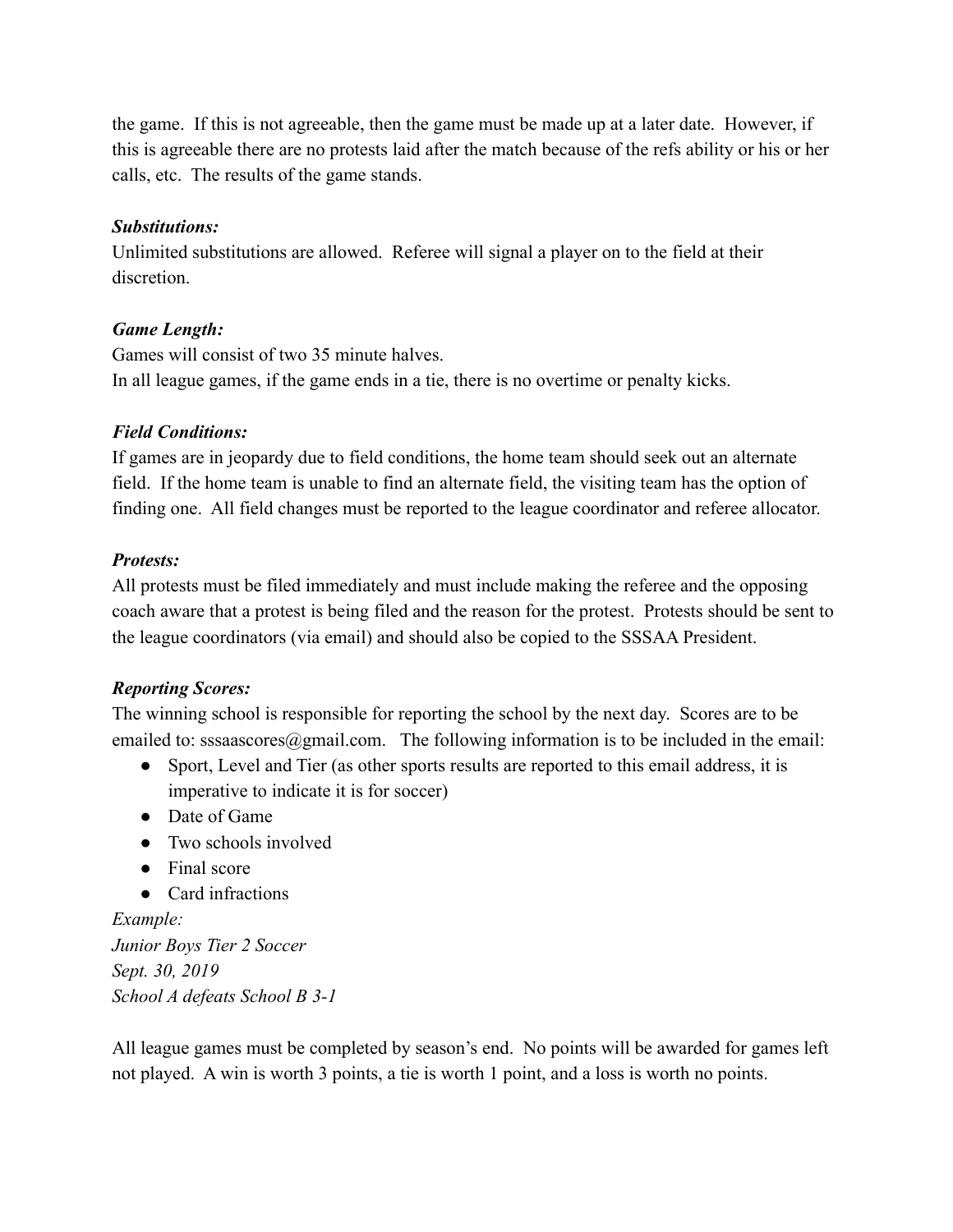the game. If this is not agreeable, then the game must be made up at a later date. However, if this is agreeable there are no protests laid after the match because of the refs ability or his or her calls, etc. The results of the game stands.

***Substitutions:***
Unlimited substitutions are allowed. Referee will signal a player on to the field at their discretion.

***Game Length:***
Games will consist of two 35 minute halves.
In all league games, if the game ends in a tie, there is no overtime or penalty kicks.

***Field Conditions:***
If games are in jeopardy due to field conditions, the home team should seek out an alternate field. If the home team is unable to find an alternate field, the visiting team has the option of finding one. All field changes must be reported to the league coordinator and referee allocator.

***Protests:***
All protests must be filed immediately and must include making the referee and the opposing coach aware that a protest is being filed and the reason for the protest. Protests should be sent to the league coordinators (via email) and should also be copied to the SSSAA President.

***Reporting Scores:***
The winning school is responsible for reporting the school by the next day. Scores are to be emailed to: sssaascores@gmail.com. The following information is to be included in the email:

- Sport, Level and Tier (as other sports results are reported to this email address, it is imperative to indicate it is for soccer)
- Date of Game
- Two schools involved
- Final score
- Card infractions

*Example:*
*Junior Boys Tier 2 Soccer*
*Sept. 30, 2019*
*School A defeats School B 3-1*

All league games must be completed by season's end. No points will be awarded for games left not played. A win is worth 3 points, a tie is worth 1 point, and a loss is worth no points.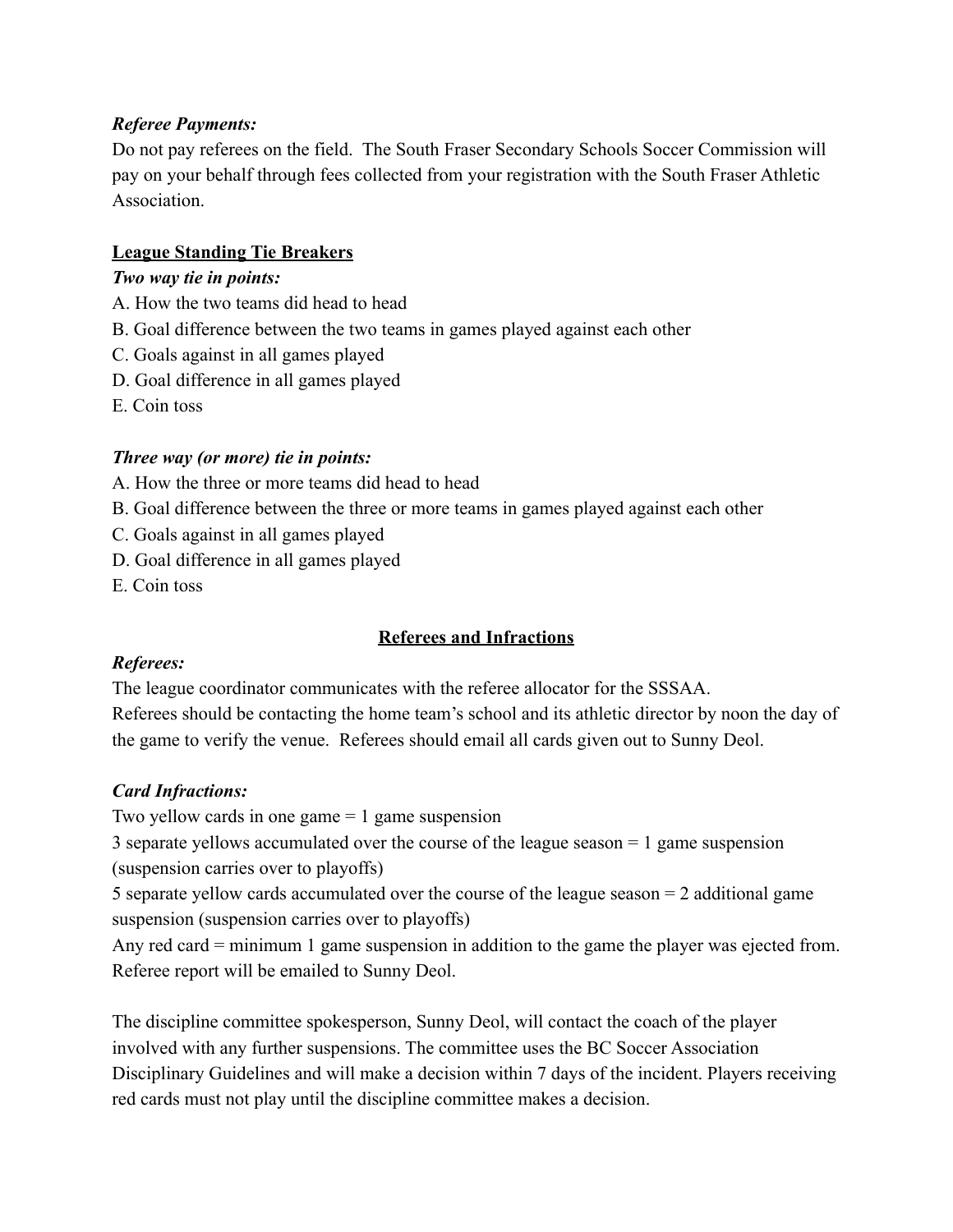***Referee Payments:***
Do not pay referees on the field. The South Fraser Secondary Schools Soccer Commission will pay on your behalf through fees collected from your registration with the South Fraser Athletic Association.

## <u>**League Standing Tie Breakers**</u>

***Two way tie in points:***

A. How the two teams did head to head
B. Goal difference between the two teams in games played against each other
C. Goals against in all games played
D. Goal difference in all games played
E. Coin toss

***Three way (or more) tie in points:***

A. How the three or more teams did head to head
B. Goal difference between the three or more teams in games played against each other
C. Goals against in all games played
D. Goal difference in all games played
E. Coin toss

## <u>**Referees and Infractions**</u>

***Referees:***
The league coordinator communicates with the referee allocator for the SSSAA.
Referees should be contacting the home team's school and its athletic director by noon the day of the game to verify the venue. Referees should email all cards given out to Sunny Deol.

***Card Infractions:***
Two yellow cards in one game = 1 game suspension
3 separate yellows accumulated over the course of the league season = 1 game suspension (suspension carries over to playoffs)
5 separate yellow cards accumulated over the course of the league season = 2 additional game suspension (suspension carries over to playoffs)
Any red card = minimum 1 game suspension in addition to the game the player was ejected from. Referee report will be emailed to Sunny Deol.

The discipline committee spokesperson, Sunny Deol, will contact the coach of the player involved with any further suspensions. The committee uses the BC Soccer Association Disciplinary Guidelines and will make a decision within 7 days of the incident. Players receiving red cards must not play until the discipline committee makes a decision.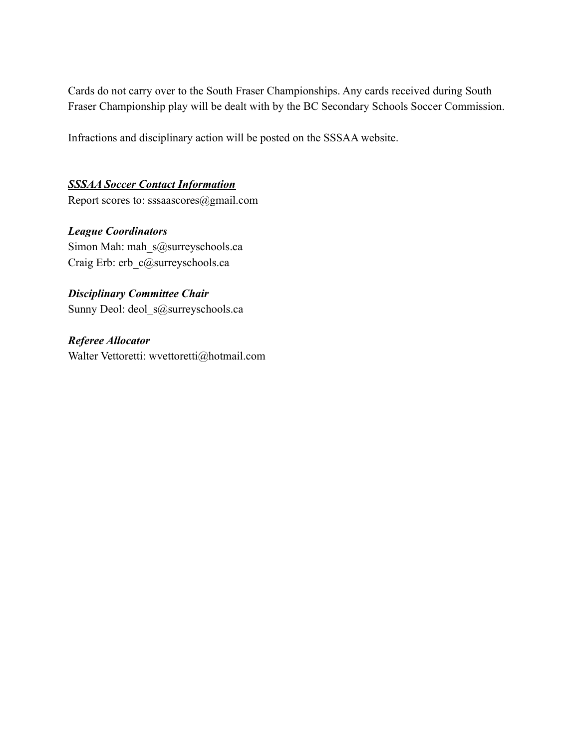Cards do not carry over to the South Fraser Championships. Any cards received during South Fraser Championship play will be dealt with by the BC Secondary Schools Soccer Commission.

Infractions and disciplinary action will be posted on the SSSAA website.

***SSSAA Soccer Contact Information***

Report scores to: sssaascores@gmail.com

***League Coordinators***

Simon Mah: mah_s@surreyschools.ca
Craig Erb: erb_c@surreyschools.ca

***Disciplinary Committee Chair***

Sunny Deol: deol_s@surreyschools.ca

***Referee Allocator***

Walter Vettoretti: wvettoretti@hotmail.com